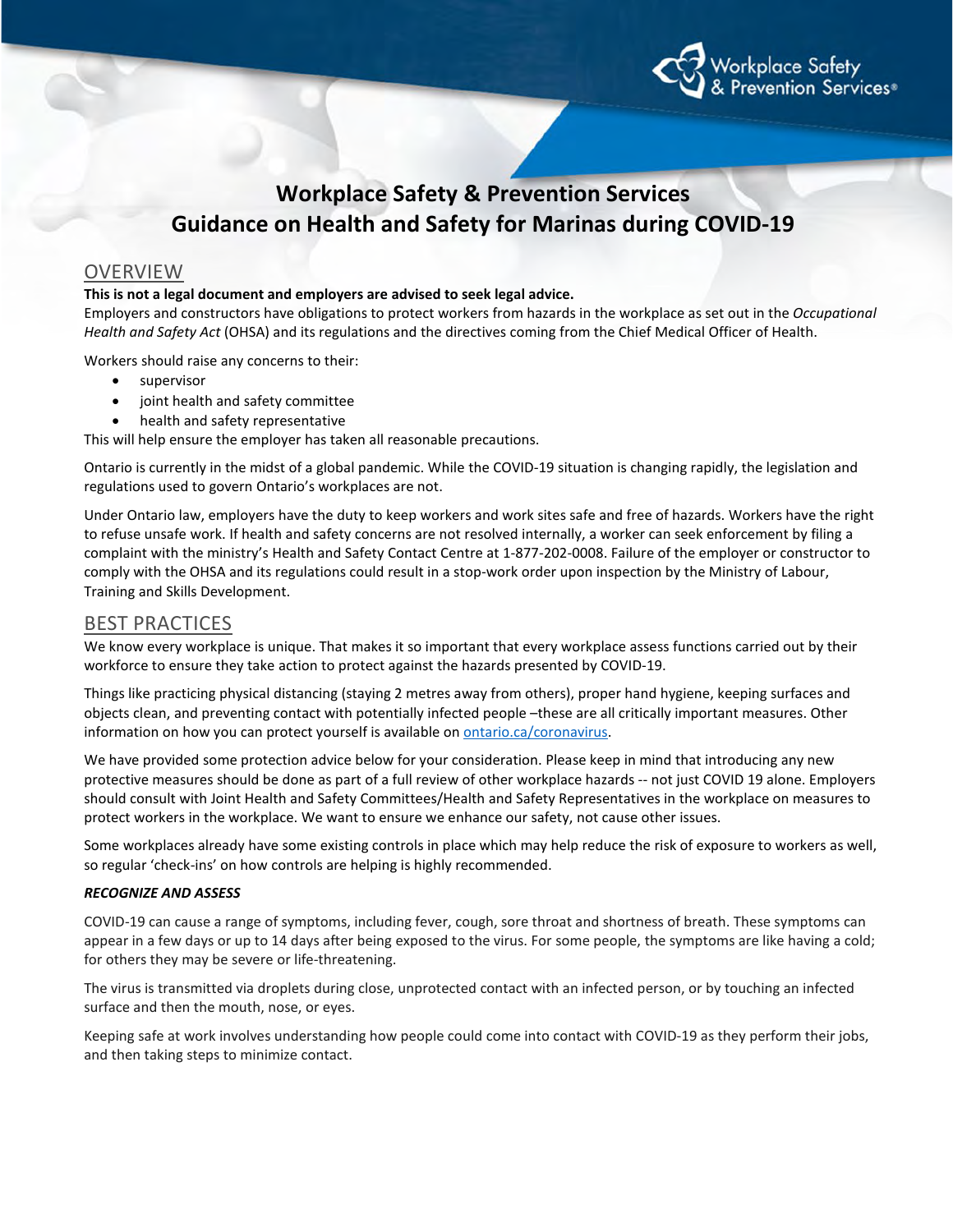# Workplace Safety & Prevention Services
# Guidance on Health and Safety for Marinas during COVID-19

## OVERVIEW

**This is not a legal document and employers are advised to seek legal advice.**
Employers and constructors have obligations to protect workers from hazards in the workplace as set out in the *Occupational Health and Safety Act* (OHSA) and its regulations and the directives coming from the Chief Medical Officer of Health.

Workers should raise any concerns to their:

- supervisor
- joint health and safety committee
- health and safety representative

This will help ensure the employer has taken all reasonable precautions.

Ontario is currently in the midst of a global pandemic. While the COVID-19 situation is changing rapidly, the legislation and regulations used to govern Ontario's workplaces are not.

Under Ontario law, employers have the duty to keep workers and work sites safe and free of hazards. Workers have the right to refuse unsafe work. If health and safety concerns are not resolved internally, a worker can seek enforcement by filing a complaint with the ministry's Health and Safety Contact Centre at 1-877-202-0008. Failure of the employer or constructor to comply with the OHSA and its regulations could result in a stop-work order upon inspection by the Ministry of Labour, Training and Skills Development.

## BEST PRACTICES

We know every workplace is unique. That makes it so important that every workplace assess functions carried out by their workforce to ensure they take action to protect against the hazards presented by COVID-19.

Things like practicing physical distancing (staying 2 metres away from others), proper hand hygiene, keeping surfaces and objects clean, and preventing contact with potentially infected people –these are all critically important measures. Other information on how you can protect yourself is available on ontario.ca/coronavirus.

We have provided some protection advice below for your consideration. Please keep in mind that introducing any new protective measures should be done as part of a full review of other workplace hazards -- not just COVID 19 alone. Employers should consult with Joint Health and Safety Committees/Health and Safety Representatives in the workplace on measures to protect workers in the workplace. We want to ensure we enhance our safety, not cause other issues.

Some workplaces already have some existing controls in place which may help reduce the risk of exposure to workers as well, so regular 'check-ins' on how controls are helping is highly recommended.

### *RECOGNIZE AND ASSESS*

COVID-19 can cause a range of symptoms, including fever, cough, sore throat and shortness of breath. These symptoms can appear in a few days or up to 14 days after being exposed to the virus. For some people, the symptoms are like having a cold; for others they may be severe or life-threatening.

The virus is transmitted via droplets during close, unprotected contact with an infected person, or by touching an infected surface and then the mouth, nose, or eyes.

Keeping safe at work involves understanding how people could come into contact with COVID-19 as they perform their jobs, and then taking steps to minimize contact.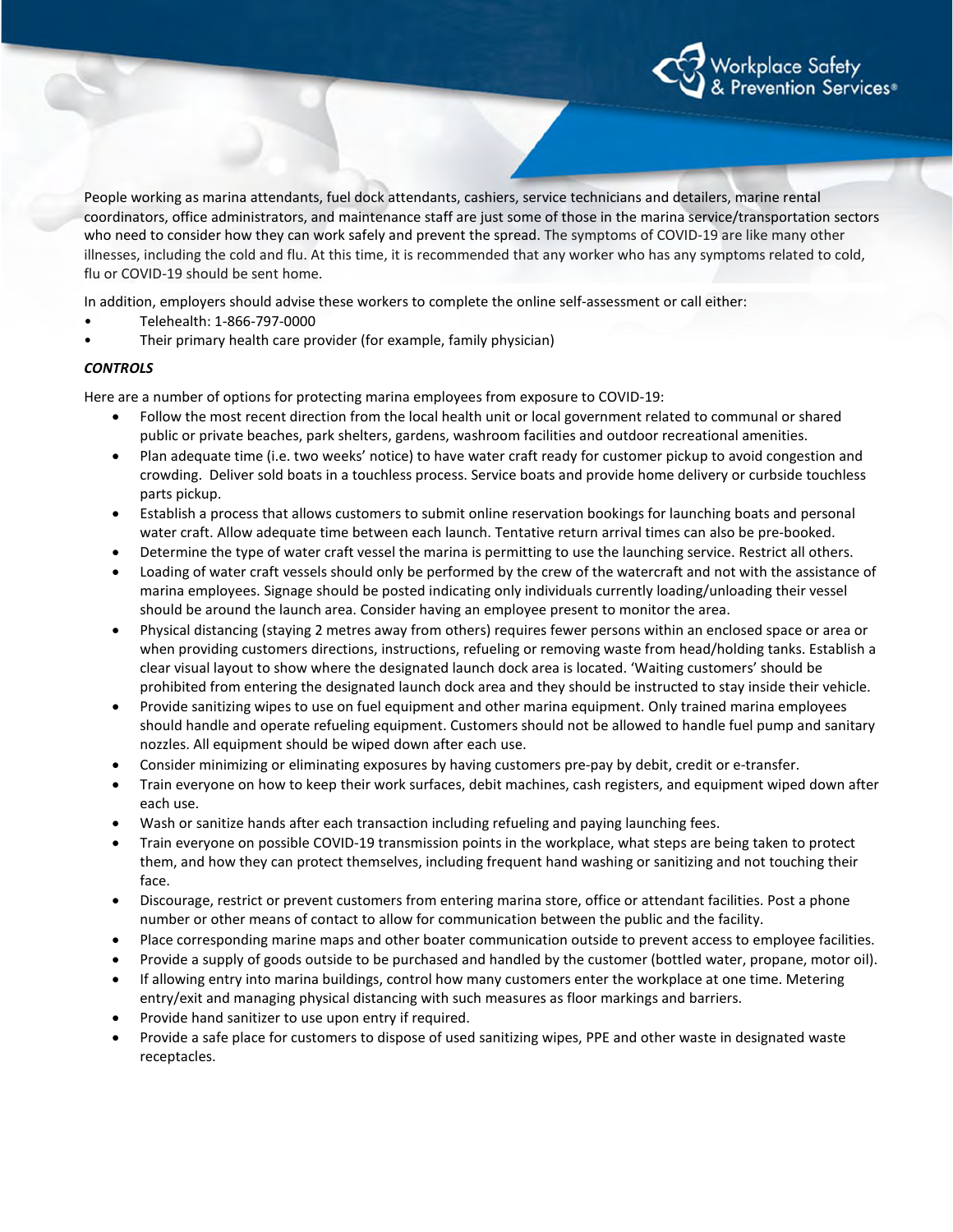People working as marina attendants, fuel dock attendants, cashiers, service technicians and detailers, marine rental coordinators, office administrators, and maintenance staff are just some of those in the marina service/transportation sectors who need to consider how they can work safely and prevent the spread. The symptoms of COVID-19 are like many other illnesses, including the cold and flu. At this time, it is recommended that any worker who has any symptoms related to cold, flu or COVID-19 should be sent home.

In addition, employers should advise these workers to complete the online self-assessment or call either:

- Telehealth: 1-866-797-0000
- Their primary health care provider (for example, family physician)

***CONTROLS***

Here are a number of options for protecting marina employees from exposure to COVID-19:

- Follow the most recent direction from the local health unit or local government related to communal or shared public or private beaches, park shelters, gardens, washroom facilities and outdoor recreational amenities.
- Plan adequate time (i.e. two weeks' notice) to have water craft ready for customer pickup to avoid congestion and crowding. Deliver sold boats in a touchless process. Service boats and provide home delivery or curbside touchless parts pickup.
- Establish a process that allows customers to submit online reservation bookings for launching boats and personal water craft. Allow adequate time between each launch. Tentative return arrival times can also be pre-booked.
- Determine the type of water craft vessel the marina is permitting to use the launching service. Restrict all others.
- Loading of water craft vessels should only be performed by the crew of the watercraft and not with the assistance of marina employees. Signage should be posted indicating only individuals currently loading/unloading their vessel should be around the launch area. Consider having an employee present to monitor the area.
- Physical distancing (staying 2 metres away from others) requires fewer persons within an enclosed space or area or when providing customers directions, instructions, refueling or removing waste from head/holding tanks. Establish a clear visual layout to show where the designated launch dock area is located. 'Waiting customers' should be prohibited from entering the designated launch dock area and they should be instructed to stay inside their vehicle.
- Provide sanitizing wipes to use on fuel equipment and other marina equipment. Only trained marina employees should handle and operate refueling equipment. Customers should not be allowed to handle fuel pump and sanitary nozzles. All equipment should be wiped down after each use.
- Consider minimizing or eliminating exposures by having customers pre-pay by debit, credit or e-transfer.
- Train everyone on how to keep their work surfaces, debit machines, cash registers, and equipment wiped down after each use.
- Wash or sanitize hands after each transaction including refueling and paying launching fees.
- Train everyone on possible COVID-19 transmission points in the workplace, what steps are being taken to protect them, and how they can protect themselves, including frequent hand washing or sanitizing and not touching their face.
- Discourage, restrict or prevent customers from entering marina store, office or attendant facilities. Post a phone number or other means of contact to allow for communication between the public and the facility.
- Place corresponding marine maps and other boater communication outside to prevent access to employee facilities.
- Provide a supply of goods outside to be purchased and handled by the customer (bottled water, propane, motor oil).
- If allowing entry into marina buildings, control how many customers enter the workplace at one time. Metering entry/exit and managing physical distancing with such measures as floor markings and barriers.
- Provide hand sanitizer to use upon entry if required.
- Provide a safe place for customers to dispose of used sanitizing wipes, PPE and other waste in designated waste receptacles.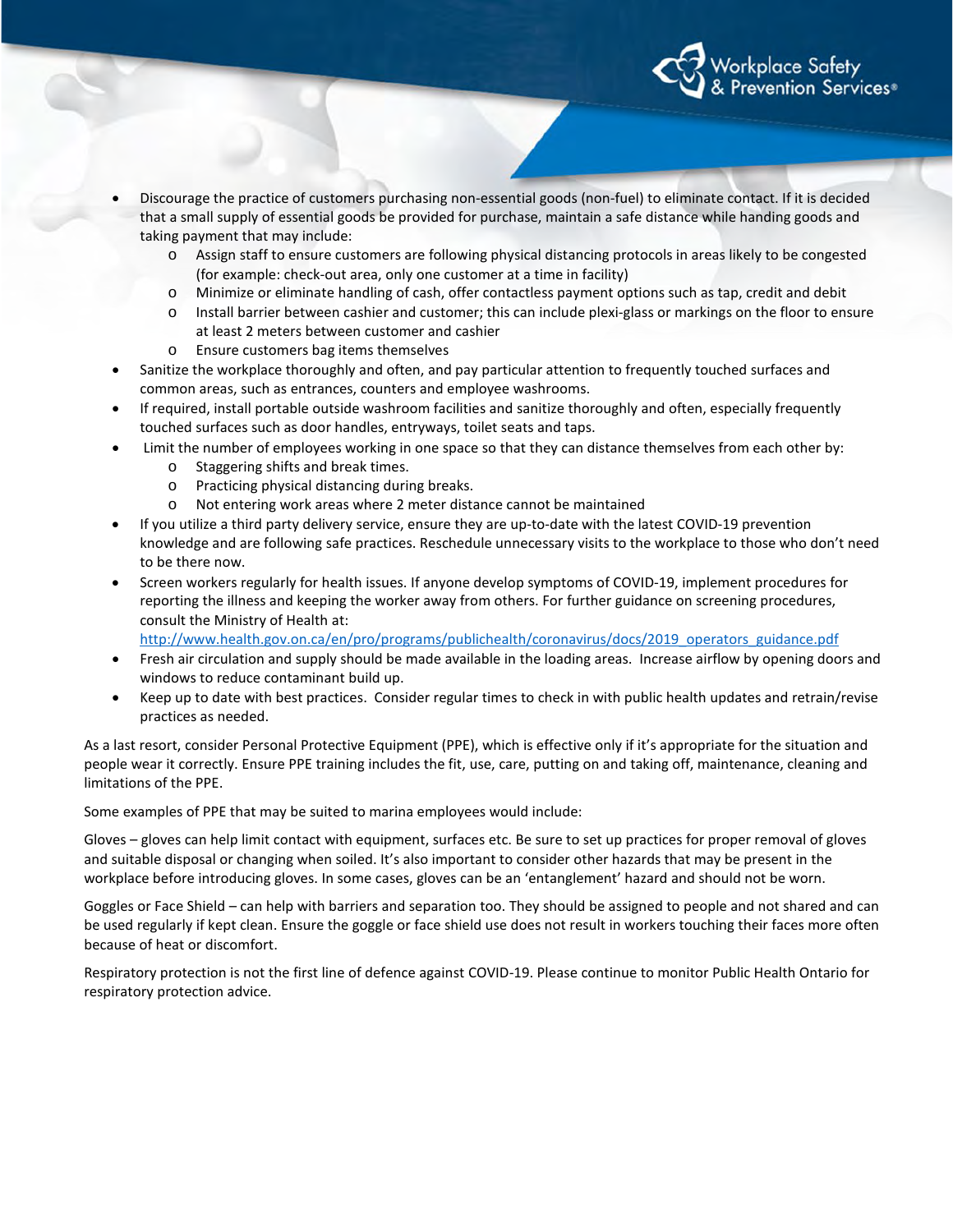- Discourage the practice of customers purchasing non-essential goods (non-fuel) to eliminate contact. If it is decided that a small supply of essential goods be provided for purchase, maintain a safe distance while handing goods and taking payment that may include:
  - Assign staff to ensure customers are following physical distancing protocols in areas likely to be congested (for example: check-out area, only one customer at a time in facility)
  - Minimize or eliminate handling of cash, offer contactless payment options such as tap, credit and debit
  - Install barrier between cashier and customer; this can include plexi-glass or markings on the floor to ensure at least 2 meters between customer and cashier
  - Ensure customers bag items themselves
- Sanitize the workplace thoroughly and often, and pay particular attention to frequently touched surfaces and common areas, such as entrances, counters and employee washrooms.
- If required, install portable outside washroom facilities and sanitize thoroughly and often, especially frequently touched surfaces such as door handles, entryways, toilet seats and taps.
- Limit the number of employees working in one space so that they can distance themselves from each other by:
  - Staggering shifts and break times.
  - Practicing physical distancing during breaks.
  - Not entering work areas where 2 meter distance cannot be maintained
- If you utilize a third party delivery service, ensure they are up-to-date with the latest COVID-19 prevention knowledge and are following safe practices. Reschedule unnecessary visits to the workplace to those who don't need to be there now.
- Screen workers regularly for health issues. If anyone develop symptoms of COVID-19, implement procedures for reporting the illness and keeping the worker away from others. For further guidance on screening procedures, consult the Ministry of Health at: http://www.health.gov.on.ca/en/pro/programs/publichealth/coronavirus/docs/2019_operators_guidance.pdf
- Fresh air circulation and supply should be made available in the loading areas. Increase airflow by opening doors and windows to reduce contaminant build up.
- Keep up to date with best practices. Consider regular times to check in with public health updates and retrain/revise practices as needed.

As a last resort, consider Personal Protective Equipment (PPE), which is effective only if it's appropriate for the situation and people wear it correctly. Ensure PPE training includes the fit, use, care, putting on and taking off, maintenance, cleaning and limitations of the PPE.

Some examples of PPE that may be suited to marina employees would include:

Gloves – gloves can help limit contact with equipment, surfaces etc. Be sure to set up practices for proper removal of gloves and suitable disposal or changing when soiled. It's also important to consider other hazards that may be present in the workplace before introducing gloves. In some cases, gloves can be an 'entanglement' hazard and should not be worn.

Goggles or Face Shield – can help with barriers and separation too. They should be assigned to people and not shared and can be used regularly if kept clean. Ensure the goggle or face shield use does not result in workers touching their faces more often because of heat or discomfort.

Respiratory protection is not the first line of defence against COVID-19. Please continue to monitor Public Health Ontario for respiratory protection advice.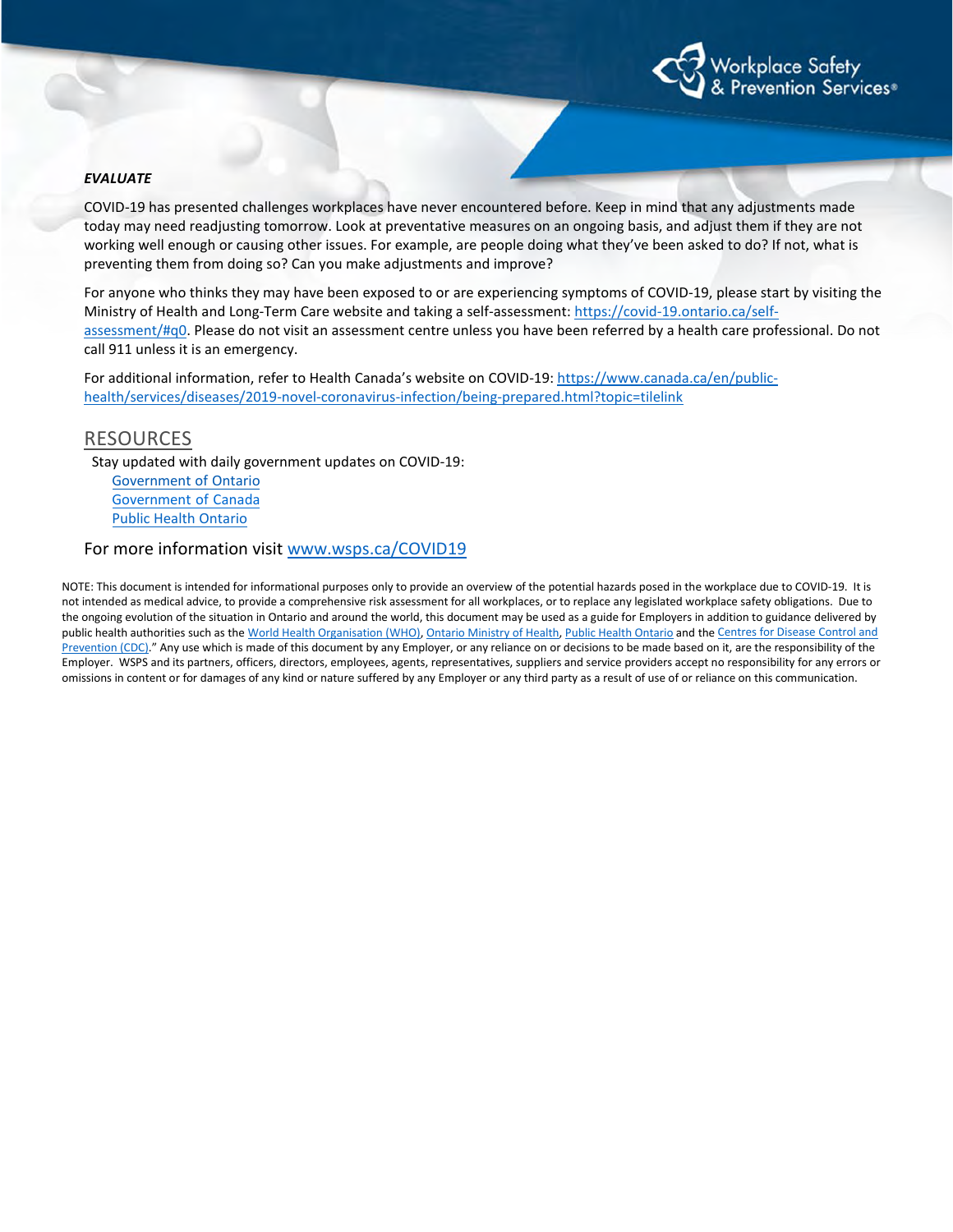***EVALUATE***

COVID-19 has presented challenges workplaces have never encountered before. Keep in mind that any adjustments made today may need readjusting tomorrow. Look at preventative measures on an ongoing basis, and adjust them if they are not working well enough or causing other issues. For example, are people doing what they've been asked to do? If not, what is preventing them from doing so? Can you make adjustments and improve?

For anyone who thinks they may have been exposed to or are experiencing symptoms of COVID-19, please start by visiting the Ministry of Health and Long-Term Care website and taking a self-assessment: https://covid-19.ontario.ca/self-assessment/#q0. Please do not visit an assessment centre unless you have been referred by a health care professional. Do not call 911 unless it is an emergency.

For additional information, refer to Health Canada's website on COVID-19: https://www.canada.ca/en/public-health/services/diseases/2019-novel-coronavirus-infection/being-prepared.html?topic=tilelink

## RESOURCES

Stay updated with daily government updates on COVID-19:

- Government of Ontario
- Government of Canada
- Public Health Ontario

For more information visit www.wsps.ca/COVID19

NOTE: This document is intended for informational purposes only to provide an overview of the potential hazards posed in the workplace due to COVID-19. It is not intended as medical advice, to provide a comprehensive risk assessment for all workplaces, or to replace any legislated workplace safety obligations. Due to the ongoing evolution of the situation in Ontario and around the world, this document may be used as a guide for Employers in addition to guidance delivered by public health authorities such as the World Health Organisation (WHO), Ontario Ministry of Health, Public Health Ontario and the Centres for Disease Control and Prevention (CDC)." Any use which is made of this document by any Employer, or any reliance on or decisions to be made based on it, are the responsibility of the Employer. WSPS and its partners, officers, directors, employees, agents, representatives, suppliers and service providers accept no responsibility for any errors or omissions in content or for damages of any kind or nature suffered by any Employer or any third party as a result of use of or reliance on this communication.